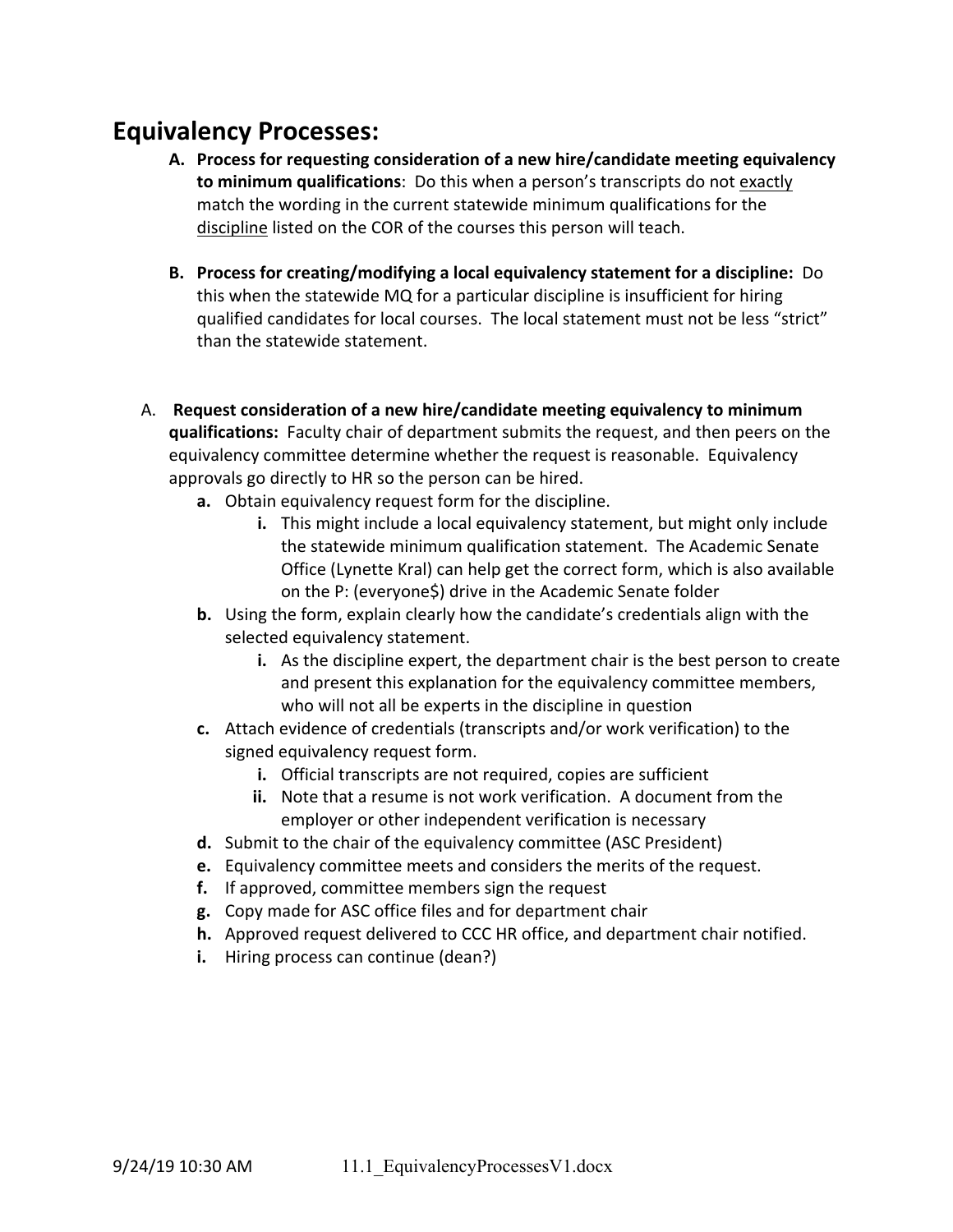# Equivalency Processes:

**A. Process for requesting consideration of a new hire/candidate meeting equivalency to minimum qualifications**: Do this when a person's transcripts do not <u>exactly</u> match the wording in the current statewide minimum qualifications for the <u>discipline</u> listed on the COR of the courses this person will teach.

**B. Process for creating/modifying a local equivalency statement for a discipline:** Do this when the statewide MQ for a particular discipline is insufficient for hiring qualified candidates for local courses. The local statement must not be less "strict" than the statewide statement.

A. **Request consideration of a new hire/candidate meeting equivalency to minimum qualifications:** Faculty chair of department submits the request, and then peers on the equivalency committee determine whether the request is reasonable. Equivalency approvals go directly to HR so the person can be hired.

- **a.** Obtain equivalency request form for the discipline.
  - **i.** This might include a local equivalency statement, but might only include the statewide minimum qualification statement. The Academic Senate Office (Lynette Kral) can help get the correct form, which is also available on the P: (everyone$) drive in the Academic Senate folder
- **b.** Using the form, explain clearly how the candidate's credentials align with the selected equivalency statement.
  - **i.** As the discipline expert, the department chair is the best person to create and present this explanation for the equivalency committee members, who will not all be experts in the discipline in question
- **c.** Attach evidence of credentials (transcripts and/or work verification) to the signed equivalency request form.
  - **i.** Official transcripts are not required, copies are sufficient
  - **ii.** Note that a resume is not work verification. A document from the employer or other independent verification is necessary
- **d.** Submit to the chair of the equivalency committee (ASC President)
- **e.** Equivalency committee meets and considers the merits of the request.
- **f.** If approved, committee members sign the request
- **g.** Copy made for ASC office files and for department chair
- **h.** Approved request delivered to CCC HR office, and department chair notified.
- **i.** Hiring process can continue (dean?)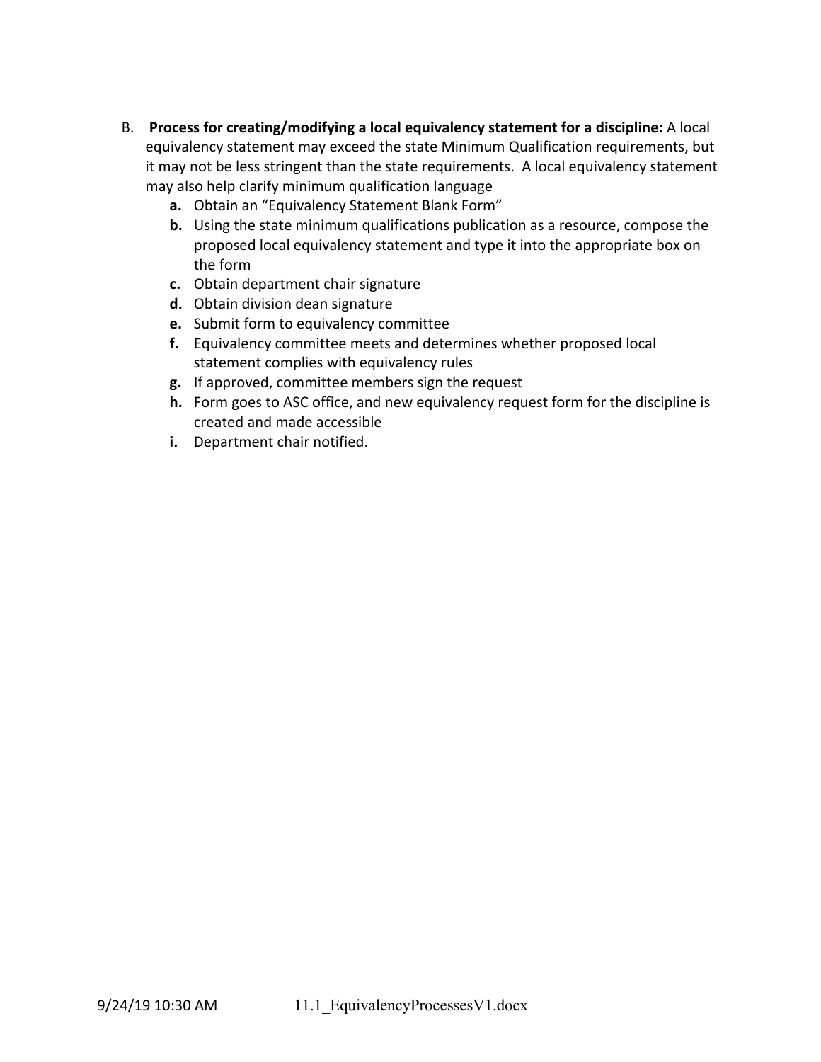B. **Process for creating/modifying a local equivalency statement for a discipline:** A local equivalency statement may exceed the state Minimum Qualification requirements, but it may not be less stringent than the state requirements. A local equivalency statement may also help clarify minimum qualification language

   **a.** Obtain an "Equivalency Statement Blank Form"

   **b.** Using the state minimum qualifications publication as a resource, compose the proposed local equivalency statement and type it into the appropriate box on the form

   **c.** Obtain department chair signature

   **d.** Obtain division dean signature

   **e.** Submit form to equivalency committee

   **f.** Equivalency committee meets and determines whether proposed local statement complies with equivalency rules

   **g.** If approved, committee members sign the request

   **h.** Form goes to ASC office, and new equivalency request form for the discipline is created and made accessible

   **i.** Department chair notified.